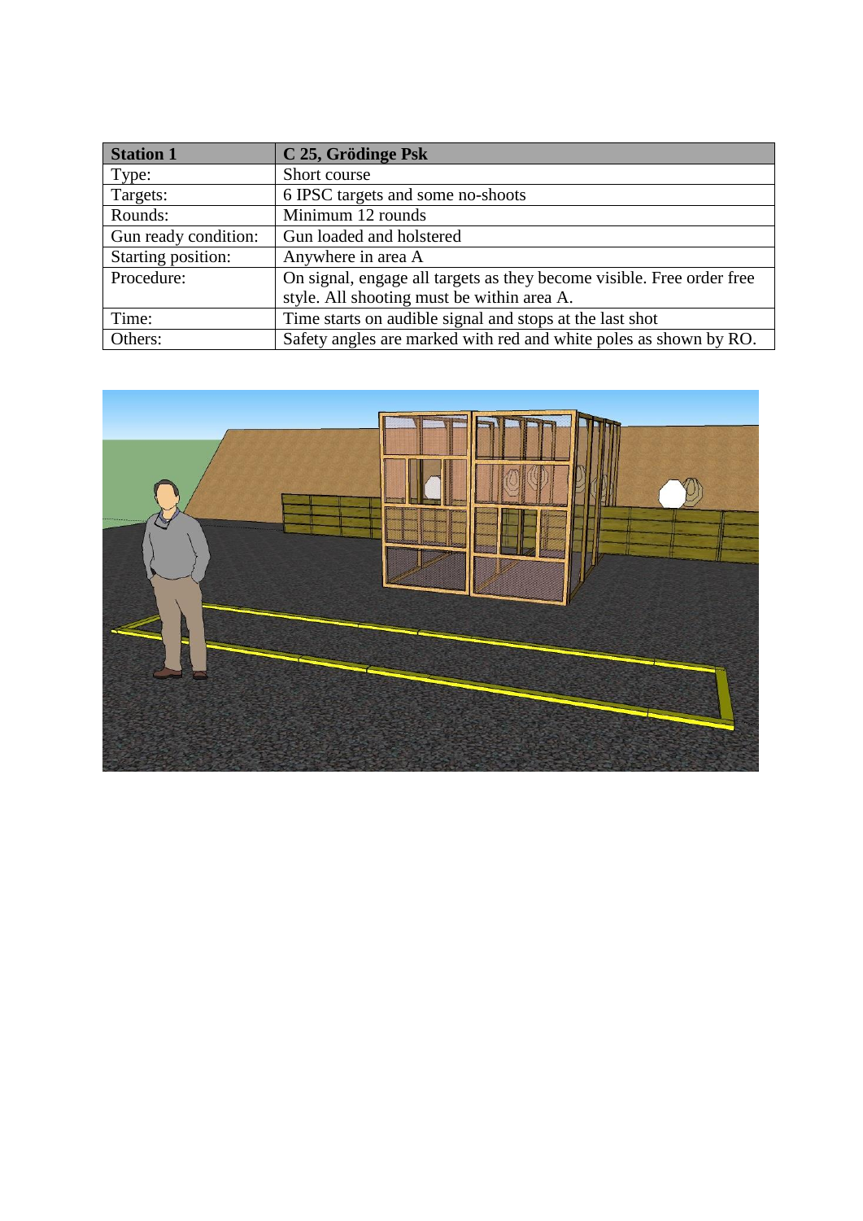| **Station 1** | **C 25, Grödinge Psk** |
|---|---|
| Type: | Short course |
| Targets: | 6 IPSC targets and some no-shoots |
| Rounds: | Minimum 12 rounds |
| Gun ready condition: | Gun loaded and holstered |
| Starting position: | Anywhere in area A |
| Procedure: | On signal, engage all targets as they become visible. Free order free style. All shooting must be within area A. |
| Time: | Time starts on audible signal and stops at the last shot |
| Others: | Safety angles are marked with red and white poles as shown by RO. |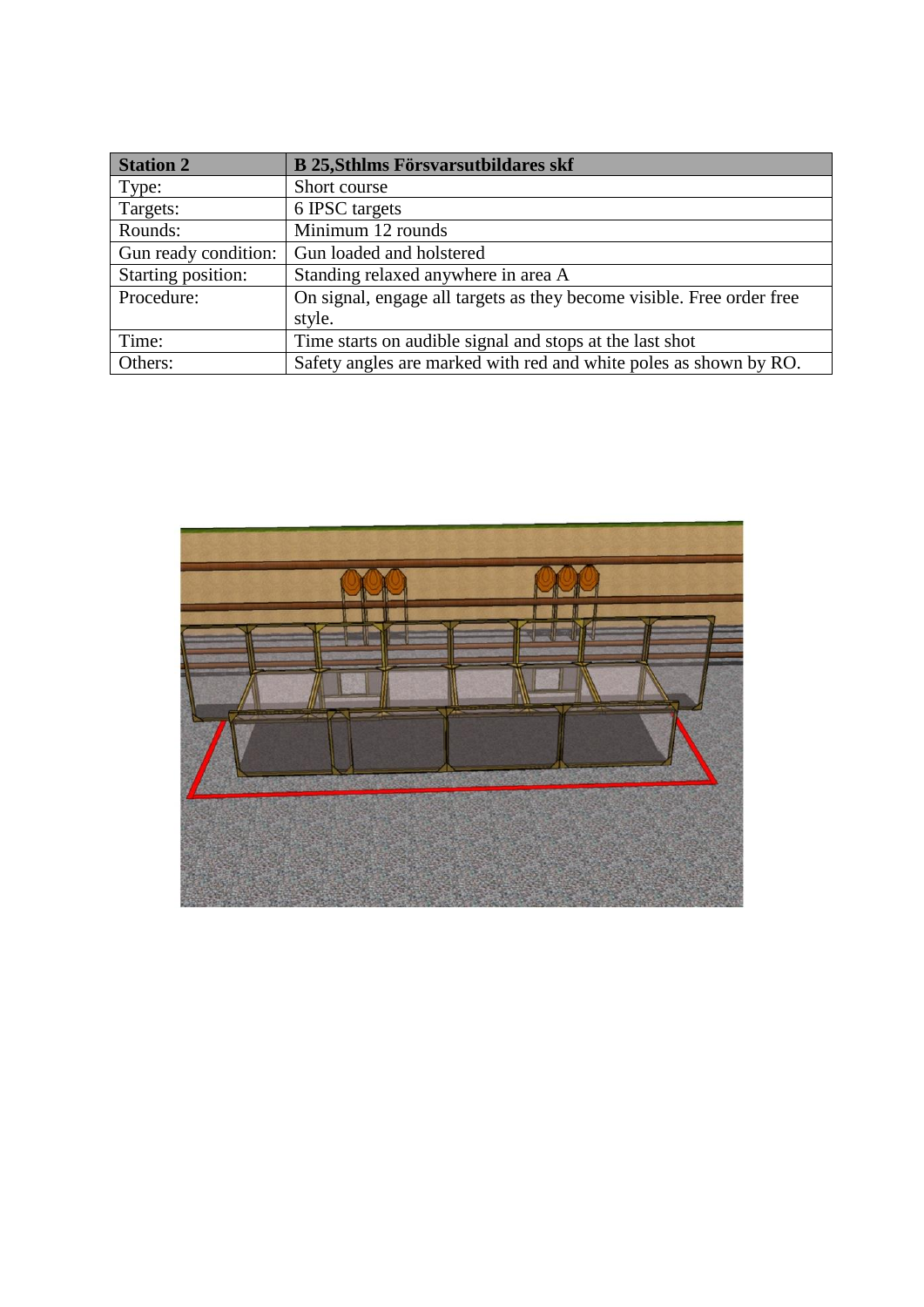| Station 2 | B 25,Sthlms Försvarsutbildares skf |
| --- | --- |
| Type: | Short course |
| Targets: | 6 IPSC targets |
| Rounds: | Minimum 12 rounds |
| Gun ready condition: | Gun loaded and holstered |
| Starting position: | Standing relaxed anywhere in area A |
| Procedure: | On signal, engage all targets as they become visible. Free order free style. |
| Time: | Time starts on audible signal and stops at the last shot |
| Others: | Safety angles are marked with red and white poles as shown by RO. |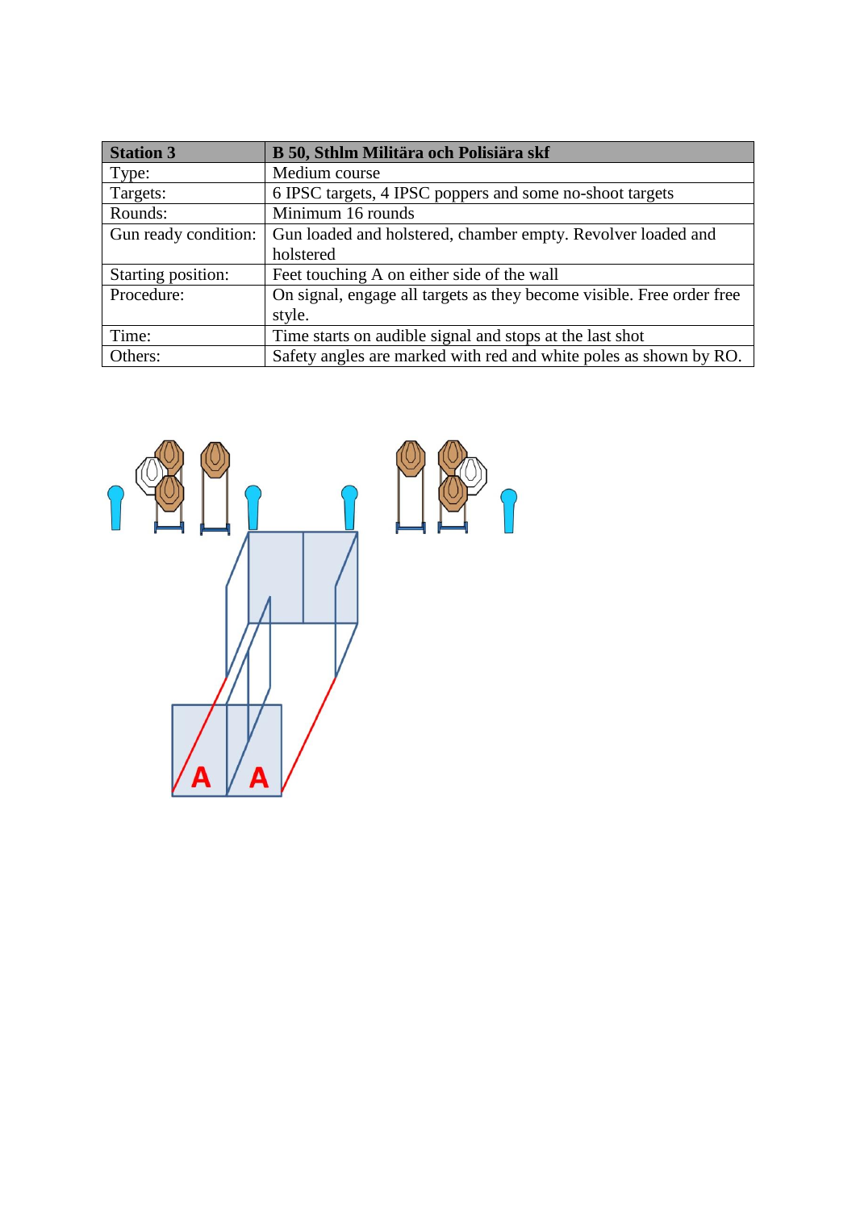| Station 3 | B 50, Sthlm Militära och Polisiära skf |
| --- | --- |
| Type: | Medium course |
| Targets: | 6 IPSC targets, 4 IPSC poppers and some no-shoot targets |
| Rounds: | Minimum 16 rounds |
| Gun ready condition: | Gun loaded and holstered, chamber empty. Revolver loaded and holstered |
| Starting position: | Feet touching A on either side of the wall |
| Procedure: | On signal, engage all targets as they become visible. Free order free style. |
| Time: | Time starts on audible signal and stops at the last shot |
| Others: | Safety angles are marked with red and white poles as shown by RO. |

A A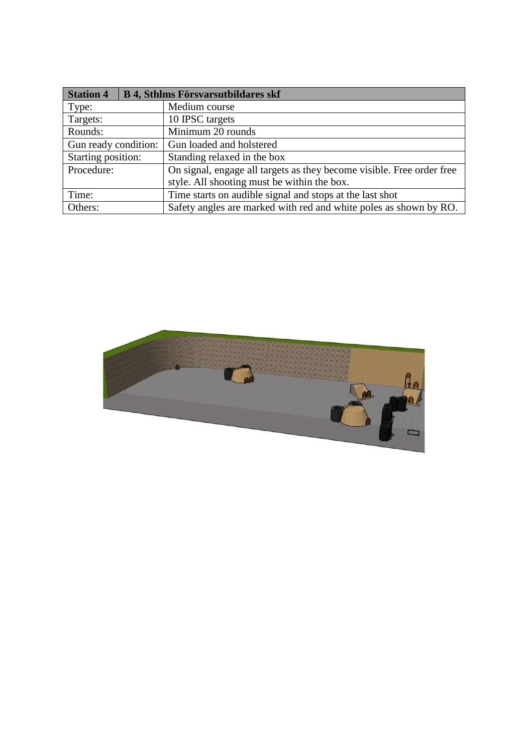| Station 4 | B 4, Sthlms Försvarsutbildares skf |
|---|---|
| Type: | Medium course |
| Targets: | 10 IPSC targets |
| Rounds: | Minimum 20 rounds |
| Gun ready condition: | Gun loaded and holstered |
| Starting position: | Standing relaxed in the box |
| Procedure: | On signal, engage all targets as they become visible. Free order free style. All shooting must be within the box. |
| Time: | Time starts on audible signal and stops at the last shot |
| Others: | Safety angles are marked with red and white poles as shown by RO. |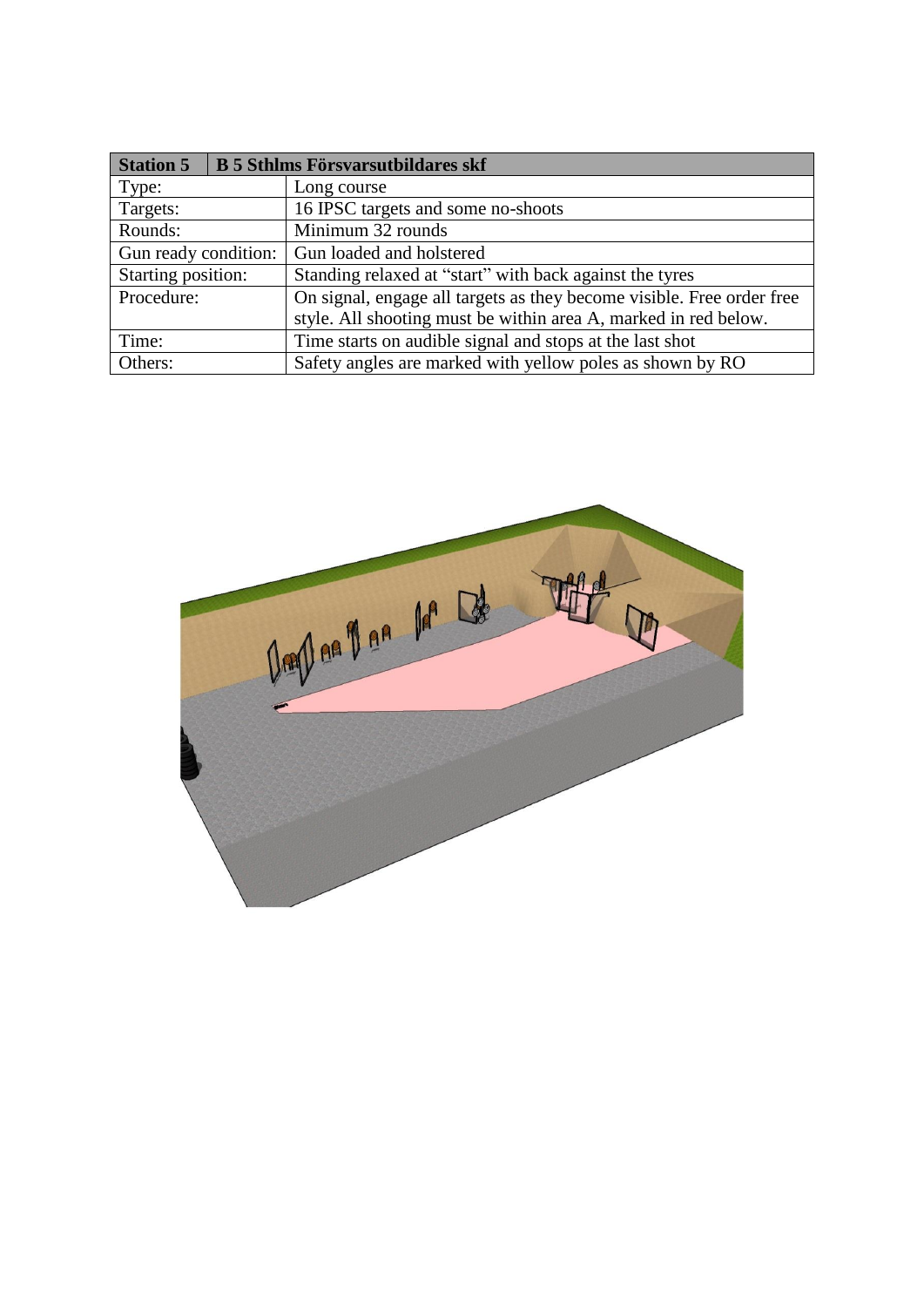| Station 5 | B 5 Sthlms Försvarsutbildares skf |
| --- | --- |
| Type: | Long course |
| Targets: | 16 IPSC targets and some no-shoots |
| Rounds: | Minimum 32 rounds |
| Gun ready condition: | Gun loaded and holstered |
| Starting position: | Standing relaxed at "start" with back against the tyres |
| Procedure: | On signal, engage all targets as they become visible. Free order free style. All shooting must be within area A, marked in red below. |
| Time: | Time starts on audible signal and stops at the last shot |
| Others: | Safety angles are marked with yellow poles as shown by RO |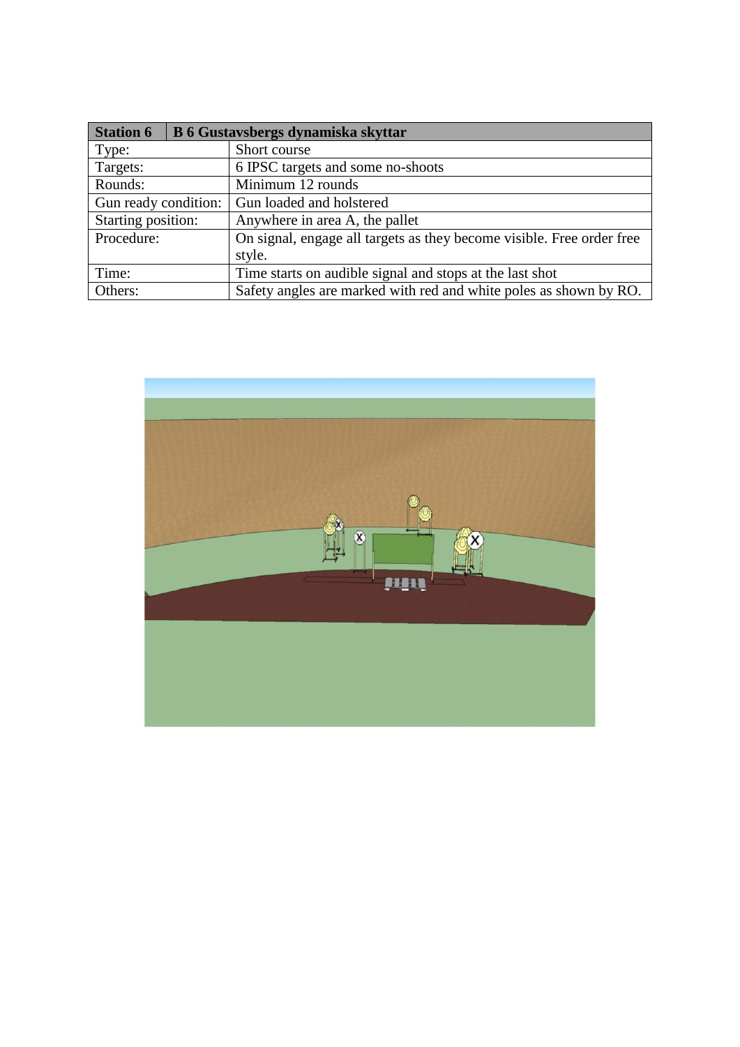| Station 6 | B 6 Gustavsbergs dynamiska skyttar |
|---|---|
| Type: | Short course |
| Targets: | 6 IPSC targets and some no-shoots |
| Rounds: | Minimum 12 rounds |
| Gun ready condition: | Gun loaded and holstered |
| Starting position: | Anywhere in area A, the pallet |
| Procedure: | On signal, engage all targets as they become visible. Free order free style. |
| Time: | Time starts on audible signal and stops at the last shot |
| Others: | Safety angles are marked with red and white poles as shown by RO. |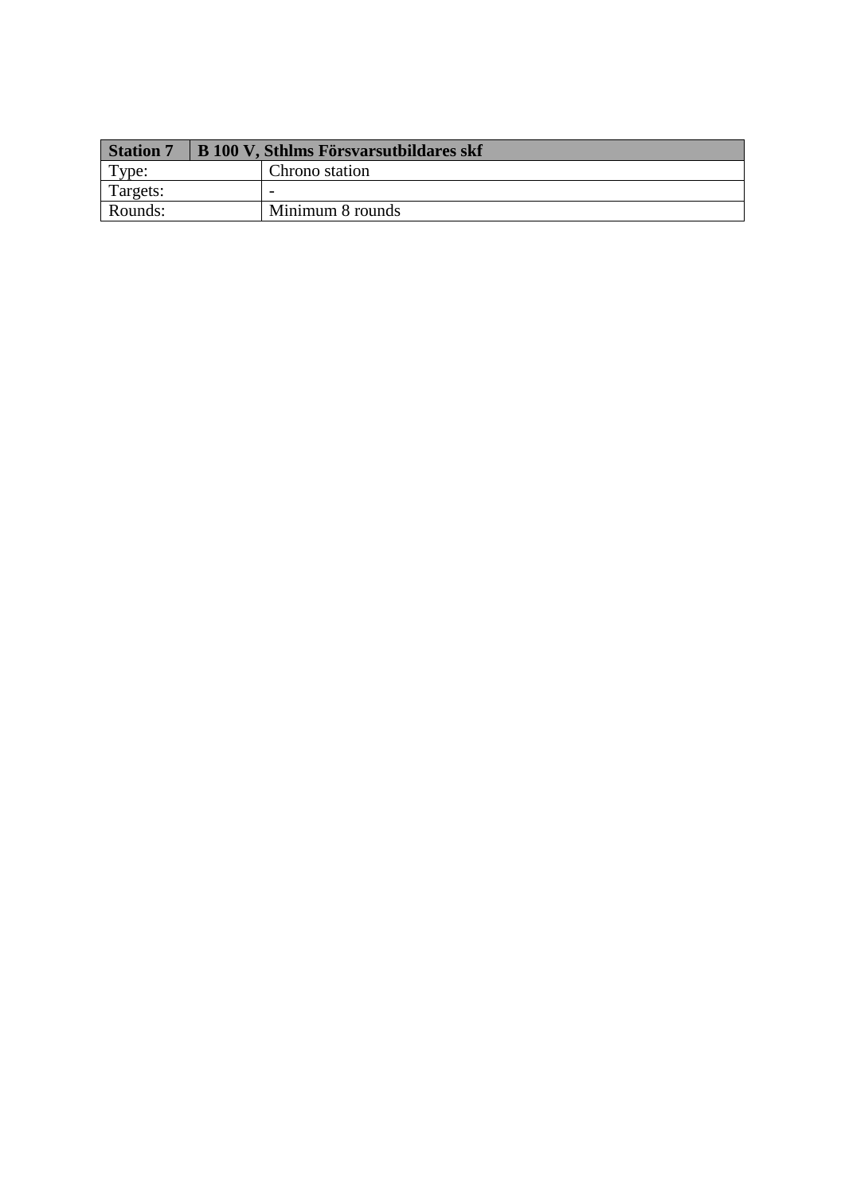| Station 7 | B 100 V, Sthlms Försvarsutbildares skf |
|---|---|
| Type: | Chrono station |
| Targets: | - |
| Rounds: | Minimum 8 rounds |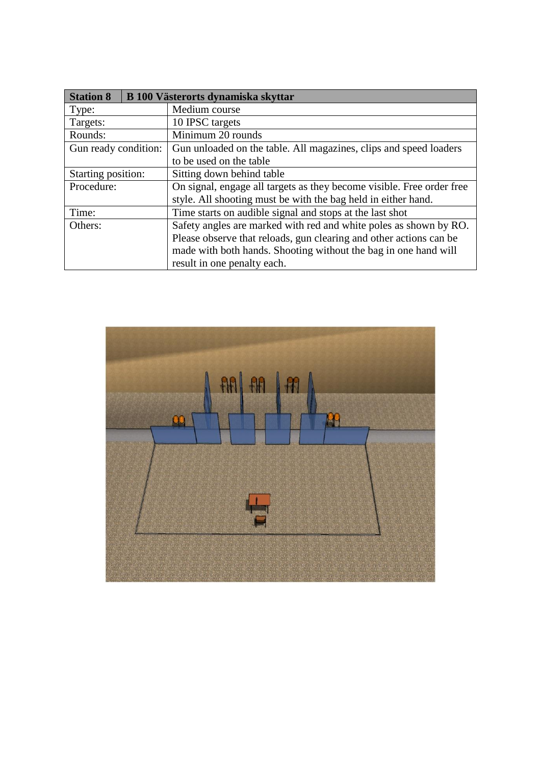| Station 8 | B 100 Västerorts dynamiska skyttar |
|---|---|
| Type: | Medium course |
| Targets: | 10 IPSC targets |
| Rounds: | Minimum 20 rounds |
| Gun ready condition: | Gun unloaded on the table. All magazines, clips and speed loaders to be used on the table |
| Starting position: | Sitting down behind table |
| Procedure: | On signal, engage all targets as they become visible. Free order free style. All shooting must be with the bag held in either hand. |
| Time: | Time starts on audible signal and stops at the last shot |
| Others: | Safety angles are marked with red and white poles as shown by RO. Please observe that reloads, gun clearing and other actions can be made with both hands. Shooting without the bag in one hand will result in one penalty each. |